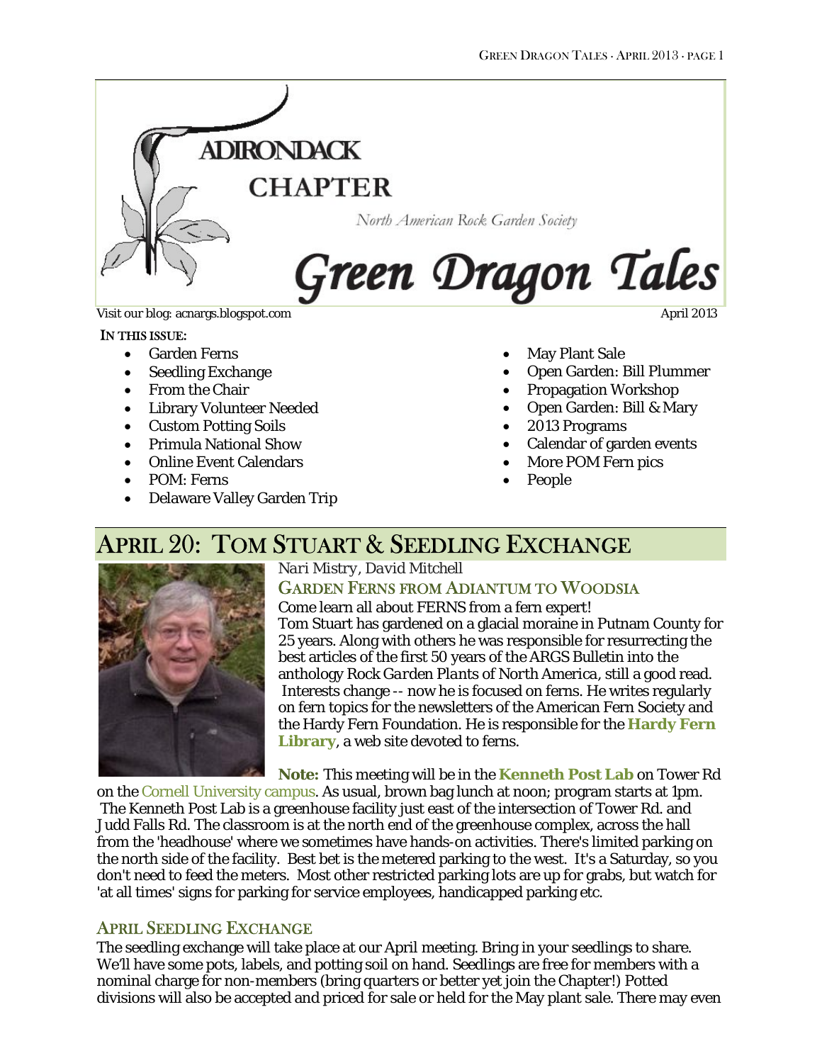# ADIRONDACK CHAPTER

North American Rock Garden Society

# Green Dragon Tales

Visit our blog: acnargs.blogspot.com

April 2013

**IN THIS ISSUE:**

- Garden Ferns
- Seedling Exchange
- From the Chair
- Library Volunteer Needed
- Custom Potting Soils
- Primula National Show
- Online Event Calendars
- POM: Ferns
- Delaware Valley Garden Trip
- May Plant Sale
- Open Garden: Bill Plummer
- Propagation Workshop
- Open Garden: Bill & Mary
- 2013 Programs
- Calendar of garden events
- More POM Fern pics
- People

## APRIL 20: TOM STUART & SEEDLING EXCHANGE

*Nari Mistry, David Mitchell*

### GARDEN FERNS FROM ADIANTUM TO WOODSIA

Come learn all about FERNS from a fern expert!

Tom Stuart has gardened on a glacial moraine in Putnam County for 25 years. Along with others he was responsible for resurrecting the best articles of the first 50 years of the ARGS Bulletin into the anthology *Rock Garden Plants of North America*, still a good read. Interests change -- now he is focused on ferns. He writes regularly on fern topics for the newsletters of the American Fern Society and the Hardy Fern Foundation. He is responsible for the **Hardy Fern Library**, a web site devoted to ferns.

**Note:** This meeting will be in the **Kenneth Post Lab** on Tower Rd on the Cornell University campus. As usual, brown bag lunch at noon; program starts at 1pm. The Kenneth Post Lab is a greenhouse facility just east of the intersection of Tower Rd. and Judd Falls Rd. The classroom is at the north end of the greenhouse complex, across the hall from the 'headhouse' where we sometimes have hands-on activities. There's limited parking on the north side of the facility. Best bet is the metered parking to the west. It's a Saturday, so you don't need to feed the meters. Most other restricted parking lots are up for grabs, but watch for 'at all times' signs for parking for service employees, handicapped parking etc.

### APRIL SEEDLING EXCHANGE

The seedling exchange will take place at our April meeting. Bring in your seedlings to share. We'll have some pots, labels, and potting soil on hand. Seedlings are free for members with a nominal charge for non-members (bring quarters or better yet join the Chapter!) Potted divisions will also be accepted and priced for sale or held for the May plant sale. There may even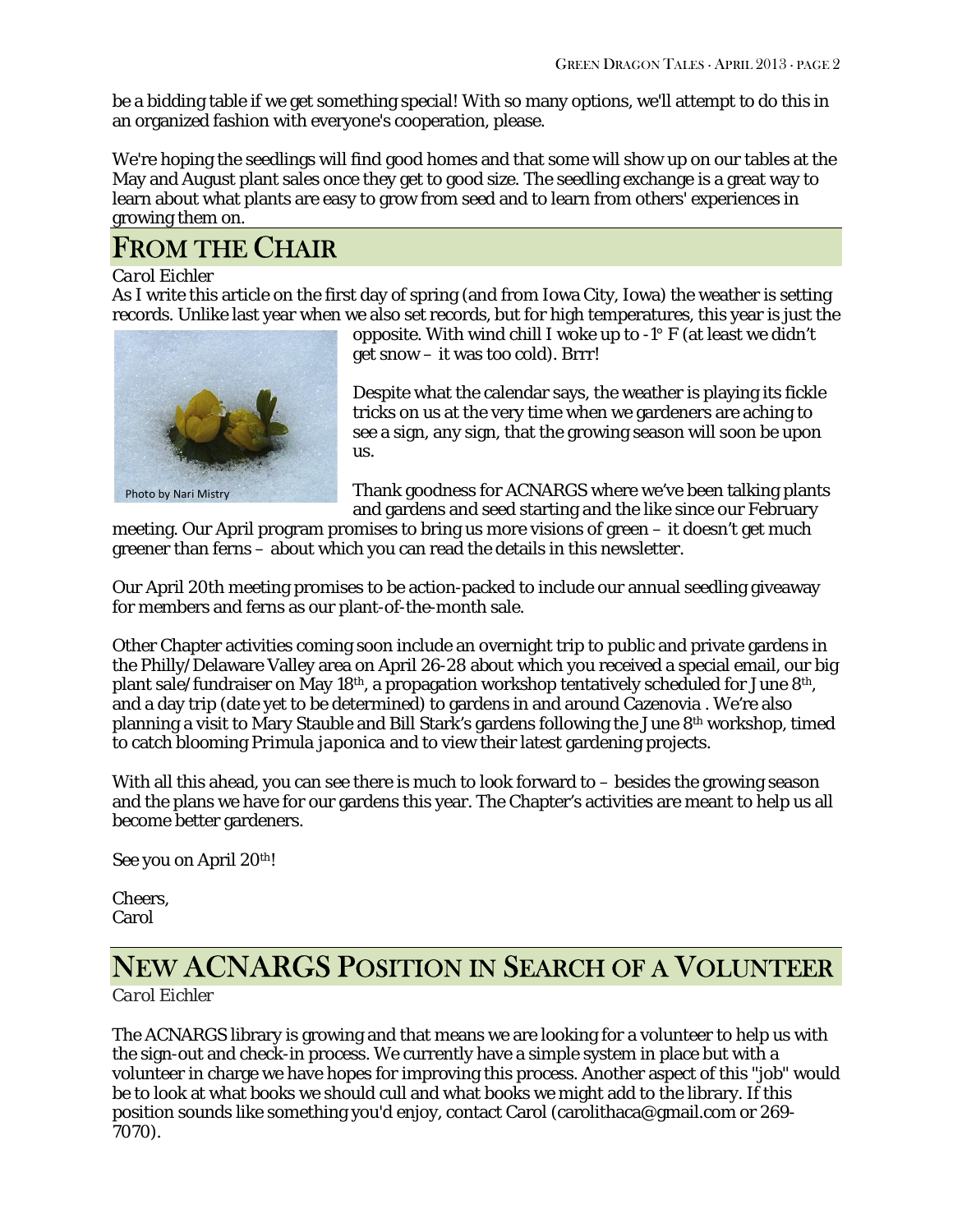be a bidding table if we get something special! With so many options, we'll attempt to do this in an organized fashion with everyone's cooperation, please.

We're hoping the seedlings will find good homes and that some will show up on our tables at the May and August plant sales once they get to good size. The seedling exchange is a great way to learn about what plants are easy to grow from seed and to learn from others' experiences in growing them on.

## From the Chair

*Carol Eichler*

As I write this article on the first day of spring (and from Iowa City, Iowa) the weather is setting records. Unlike last year when we also set records, but for high temperatures, this year is just the opposite. With wind chill I woke up to -1° F (at least we didn't get snow – it was too cold). Brrr!

Photo by Nari Mistry

Despite what the calendar says, the weather is playing its fickle tricks on us at the very time when we gardeners are aching to see a sign, any sign, that the growing season will soon be upon us.

Thank goodness for ACNARGS where we've been talking plants and gardens and seed starting and the like since our February meeting. Our April program promises to bring us more visions of green – it doesn't get much greener than ferns – about which you can read the details in this newsletter.

Our April 20th meeting promises to be action-packed to include our annual seedling giveaway for members and ferns as our plant-of-the-month sale.

Other Chapter activities coming soon include an overnight trip to public and private gardens in the Philly/Delaware Valley area on April 26-28 about which you received a special email, our big plant sale/fundraiser on May 18th, a propagation workshop tentatively scheduled for June 8th, and a day trip (date yet to be determined) to gardens in and around Cazenovia . We're also planning a visit to Mary Stauble and Bill Stark's gardens following the June 8th workshop, timed to catch blooming *Primula japonica* and to view their latest gardening projects.

With all this ahead, you can see there is much to look forward to – besides the growing season and the plans we have for our gardens this year. The Chapter's activities are meant to help us all become better gardeners.

See you on April 20th!

Cheers,
Carol

## New ACNARGS Position in Search of a Volunteer

*Carol Eichler*

The ACNARGS library is growing and that means we are looking for a volunteer to help us with the sign-out and check-in process. We currently have a simple system in place but with a volunteer in charge we have hopes for improving this process. Another aspect of this "job" would be to look at what books we should cull and what books we might add to the library. If this position sounds like something you'd enjoy, contact Carol (carolithaca@gmail.com or 269-7070).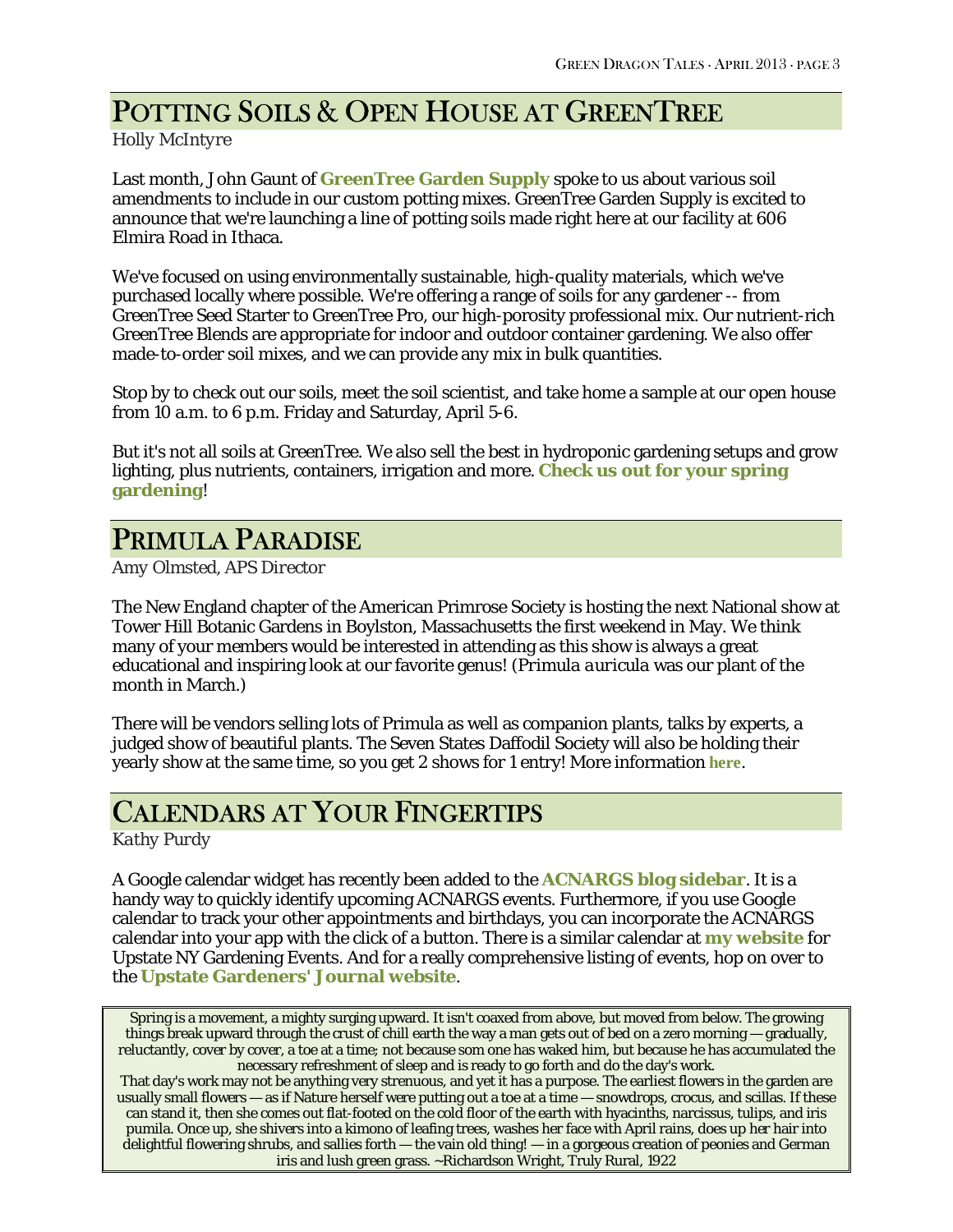## Potting Soils & Open House at GreenTree

*Holly McIntyre*

Last month, John Gaunt of **GreenTree Garden Supply** spoke to us about various soil amendments to include in our custom potting mixes. GreenTree Garden Supply is excited to announce that we're launching a line of potting soils made right here at our facility at 606 Elmira Road in Ithaca.

We've focused on using environmentally sustainable, high-quality materials, which we've purchased locally where possible. We're offering a range of soils for any gardener -- from GreenTree Seed Starter to GreenTree Pro, our high-porosity professional mix. Our nutrient-rich GreenTree Blends are appropriate for indoor and outdoor container gardening. We also offer made-to-order soil mixes, and we can provide any mix in bulk quantities.

Stop by to check out our soils, meet the soil scientist, and take home a sample at our open house from 10 a.m. to 6 p.m. Friday and Saturday, April 5-6.

But it's not all soils at GreenTree. We also sell the best in hydroponic gardening setups and grow lighting, plus nutrients, containers, irrigation and more. **Check us out for your spring gardening**!

## Primula Paradise

*Amy Olmsted, APS Director*

The New England chapter of the American Primrose Society is hosting the next National show at Tower Hill Botanic Gardens in Boylston, Massachusetts the first weekend in May. We think many of your members would be interested in attending as this show is always a great educational and inspiring look at our favorite genus! (*Primula auricula* was our plant of the month in March.)

There will be vendors selling lots of Primula as well as companion plants, talks by experts, a judged show of beautiful plants. The Seven States Daffodil Society will also be holding their yearly show at the same time, so you get 2 shows for 1 entry! More information **here**.

## Calendars at Your Fingertips

*Kathy Purdy*

A Google calendar widget has recently been added to the **ACNARGS blog sidebar**. It is a handy way to quickly identify upcoming ACNARGS events. Furthermore, if you use Google calendar to track your other appointments and birthdays, you can incorporate the ACNARGS calendar into your app with the click of a button. There is a similar calendar at **my website** for Upstate NY Gardening Events. And for a really comprehensive listing of events, hop on over to the **Upstate Gardeners' Journal website**.

> Spring is a movement, a mighty surging upward. It isn't coaxed from above, but moved from below. The growing things break upward through the crust of chill earth the way a man gets out of bed on a zero morning — gradually, reluctantly, cover by cover, a toe at a time; not because som one has waked him, but because he has accumulated the necessary refreshment of sleep and is ready to go forth and do the day's work.
> That day's work may not be anything very strenuous, and yet it has a purpose. The earliest flowers in the garden are usually small flowers — as if Nature herself were putting out a toe at a time — snowdrops, crocus, and scillas. If these can stand it, then she comes out flat-footed on the cold floor of the earth with hyacinths, narcissus, tulips, and iris pumila. Once up, she shivers into a kimono of leafing trees, washes her face with April rains, does up her hair into delightful flowering shrubs, and sallies forth — the vain old thing! — in a gorgeous creation of peonies and German iris and lush green grass. ~Richardson Wright, Truly Rural, 1922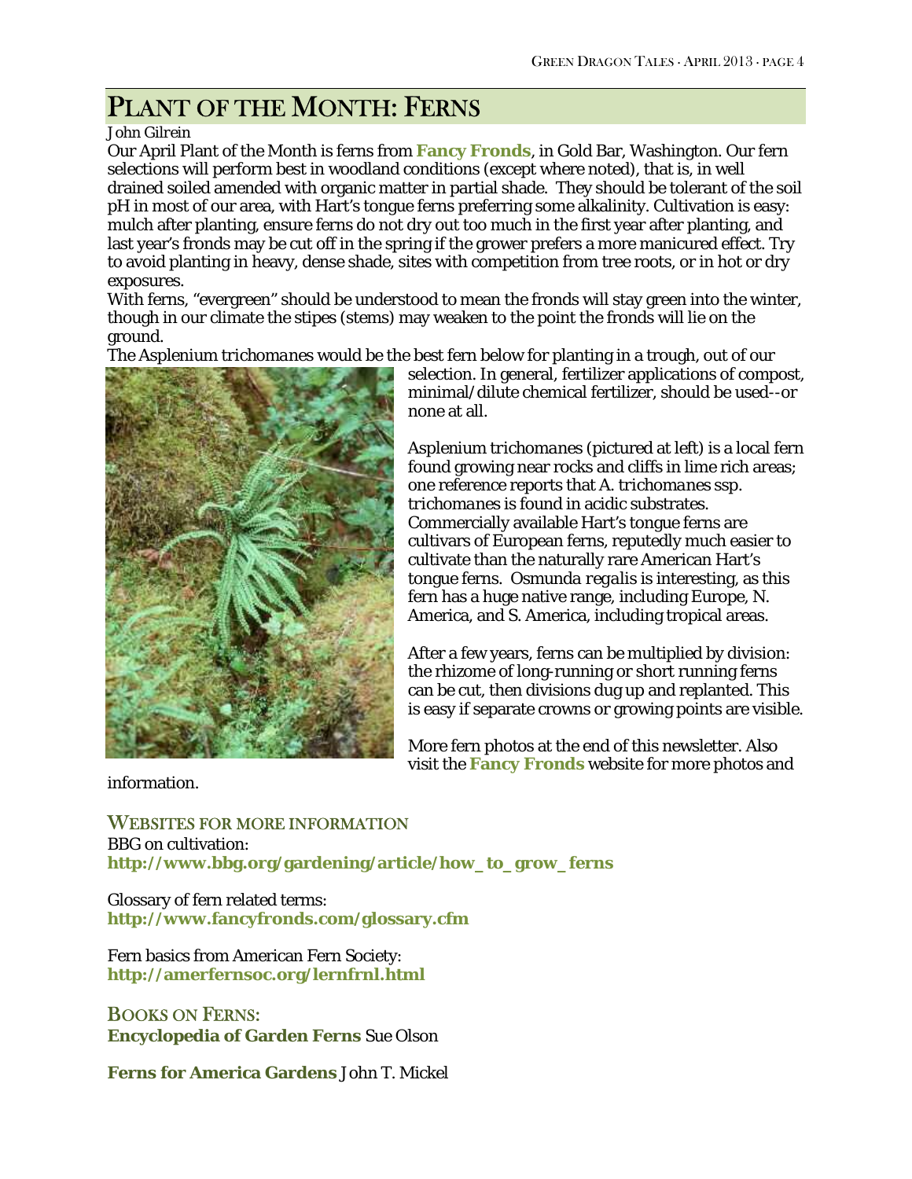# PLANT OF THE MONTH: FERNS

John Gilrein

Our April Plant of the Month is ferns from **Fancy Fronds**, in Gold Bar, Washington. Our fern selections will perform best in woodland conditions (except where noted), that is, in well drained soiled amended with organic matter in partial shade. They should be tolerant of the soil pH in most of our area, with Hart's tongue ferns preferring some alkalinity. Cultivation is easy: mulch after planting, ensure ferns do not dry out too much in the first year after planting, and last year's fronds may be cut off in the spring if the grower prefers a more manicured effect. Try to avoid planting in heavy, dense shade, sites with competition from tree roots, or in hot or dry exposures.

With ferns, "evergreen" should be understood to mean the fronds will stay green into the winter, though in our climate the stipes (stems) may weaken to the point the fronds will lie on the ground.

The *Asplenium trichomanes* would be the best fern below for planting in a trough, out of our selection. In general, fertilizer applications of compost, minimal/dilute chemical fertilizer, should be used--or none at all.

*Asplenium trichomanes* (pictured at left) is a local fern found growing near rocks and cliffs in lime rich areas; one reference reports that *A. trichomanes* ssp. *trichomanes* is found in acidic substrates. Commercially available Hart's tongue ferns are cultivars of European ferns, reputedly much easier to cultivate than the naturally rare American Hart's tongue ferns. *Osmunda regalis* is interesting, as this fern has a huge native range, including Europe, N. America, and S. America, including tropical areas.

After a few years, ferns can be multiplied by division: the rhizome of long-running or short running ferns can be cut, then divisions dug up and replanted. This is easy if separate crowns or growing points are visible.

More fern photos at the end of this newsletter. Also visit the **Fancy Fronds** website for more photos and information.

## WEBSITES FOR MORE INFORMATION

BBG on cultivation:
**http://www.bbg.org/gardening/article/how_to_grow_ferns**

Glossary of fern related terms:
**http://www.fancyfronds.com/glossary.cfm**

Fern basics from American Fern Society:
**http://amerfernsoc.org/lernfrnl.html**

## BOOKS ON FERNS:

**Encyclopedia of Garden Ferns** Sue Olson

**Ferns for America Gardens** John T. Mickel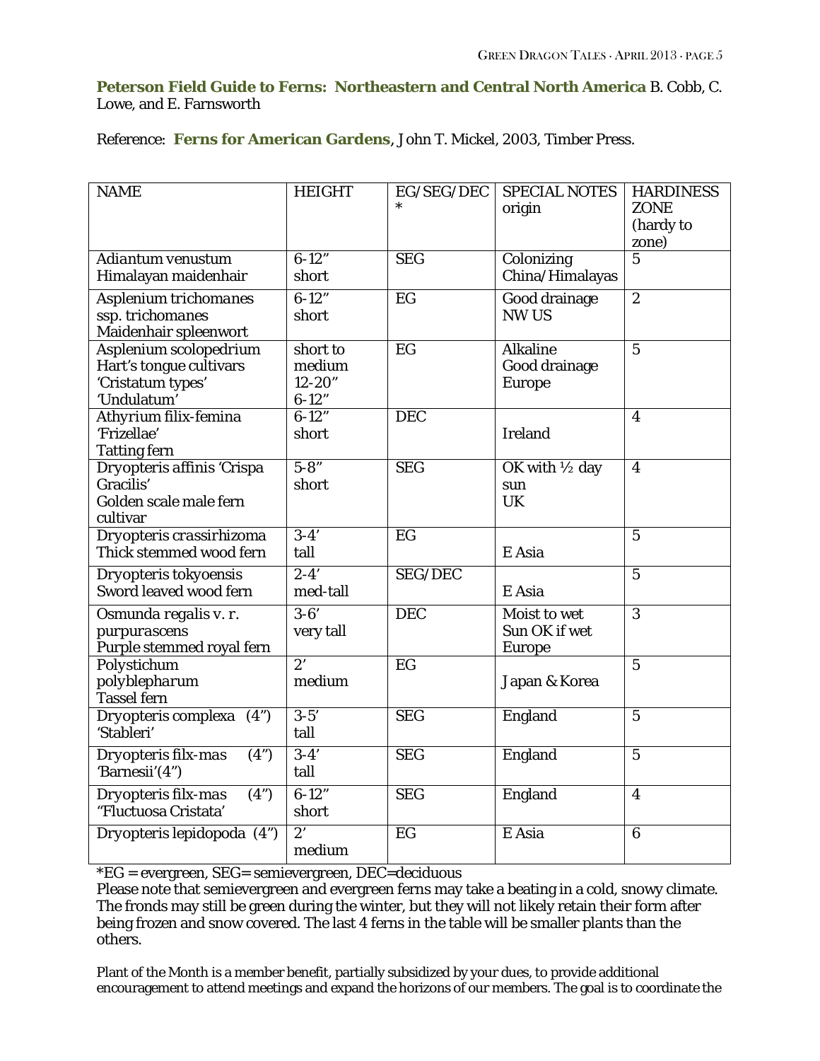**Peterson Field Guide to Ferns: Northeastern and Central North America** B. Cobb, C. Lowe, and E. Farnsworth

Reference: **Ferns for American Gardens**, John T. Mickel, 2003, Timber Press.

| NAME | HEIGHT | EG/SEG/DEC * | SPECIAL NOTES origin | HARDINESS ZONE (hardy to zone) |
|---|---|---|---|---|
| *Adiantum venustum* Himalayan maidenhair | 6-12" short | SEG | Colonizing China/Himalayas | 5 |
| *Asplenium trichomanes* ssp. *trichomanes* Maidenhair spleenwort | 6-12" short | EG | Good drainage NW US | 2 |
| *Asplenium scolopedrium* Hart's tongue cultivars 'Cristatum types' 'Undulatum' | short to medium 12-20" 6-12" | EG | Alkaline Good drainage Europe | 5 |
| *Athyrium filix-femina* 'Frizellae' Tatting fern | 6-12" short | DEC | Ireland | 4 |
| *Dryopteris affinis* 'Crispa Gracilis' Golden scale male fern cultivar | 5-8" short | SEG | OK with ½ day sun UK | 4 |
| *Dryopteris crassirhizoma* Thick stemmed wood fern | 3-4' tall | EG | E Asia | 5 |
| *Dryopteris tokyoensis* Sword leaved wood fern | 2-4' med-tall | SEG/DEC | E Asia | 5 |
| *Osmunda regalis* v. r. *purpurascens* Purple stemmed royal fern | 3-6' very tall | DEC | Moist to wet Sun OK if wet Europe | 3 |
| *Polystichum polyblepharum* Tassel fern | 2' medium | EG | Japan & Korea | 5 |
| *Dryopteris complexa* (4") 'Stableri' | 3-5' tall | SEG | England | 5 |
| *Dryopteris filx-mas* (4") 'Barnesii'(4") | 3-4' tall | SEG | England | 5 |
| *Dryopteris filx-mas* (4") "Fluctuosa Cristata' | 6-12" short | SEG | England | 4 |
| *Dryopteris lepidopoda* (4") | 2' medium | EG | E Asia | 6 |

*EG = evergreen, SEG= semievergreen, DEC=deciduous

Please note that semievergreen and evergreen ferns may take a beating in a cold, snowy climate. The fronds may still be green during the winter, but they will not likely retain their form after being frozen and snow covered. The last 4 ferns in the table will be smaller plants than the others.

Plant of the Month is a member benefit, partially subsidized by your dues, to provide additional encouragement to attend meetings and expand the horizons of our members. The goal is to coordinate the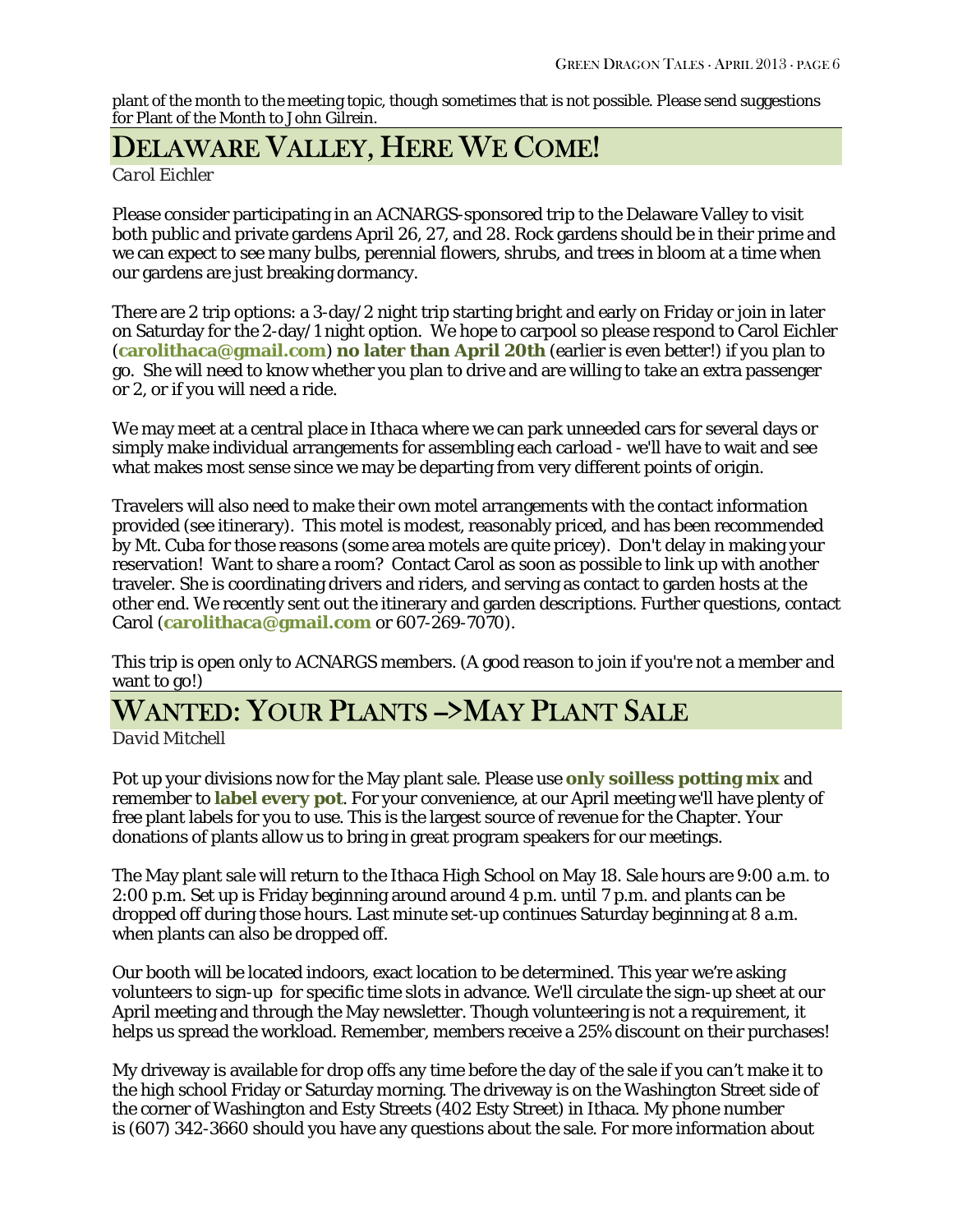plant of the month to the meeting topic, though sometimes that is not possible. Please send suggestions for Plant of the Month to John Gilrein.

## Delaware Valley, Here We Come!

*Carol Eichler*

Please consider participating in an ACNARGS-sponsored trip to the Delaware Valley to visit both public and private gardens April 26, 27, and 28. Rock gardens should be in their prime and we can expect to see many bulbs, perennial flowers, shrubs, and trees in bloom at a time when our gardens are just breaking dormancy.

There are 2 trip options: a 3-day/2 night trip starting bright and early on Friday or join in later on Saturday for the 2-day/1 night option. We hope to carpool so please respond to Carol Eichler (**carolithaca@gmail.com**) **no later than April 20th** (earlier is even better!) if you plan to go. She will need to know whether you plan to drive and are willing to take an extra passenger or 2, or if you will need a ride.

We may meet at a central place in Ithaca where we can park unneeded cars for several days or simply make individual arrangements for assembling each carload - we'll have to wait and see what makes most sense since we may be departing from very different points of origin.

Travelers will also need to make their own motel arrangements with the contact information provided (see itinerary). This motel is modest, reasonably priced, and has been recommended by Mt. Cuba for those reasons (some area motels are quite pricey). Don't delay in making your reservation! Want to share a room? Contact Carol as soon as possible to link up with another traveler. She is coordinating drivers and riders, and serving as contact to garden hosts at the other end. We recently sent out the itinerary and garden descriptions. Further questions, contact Carol (**carolithaca@gmail.com** or 607-269-7070).

This trip is open only to ACNARGS members. (A good reason to join if you're not a member and want to go!)

## Wanted: Your Plants –>May Plant Sale

*David Mitchell*

Pot up your divisions now for the May plant sale. Please use **only soilless potting mix** and remember to **label every pot**. For your convenience, at our April meeting we'll have plenty of free plant labels for you to use. This is the largest source of revenue for the Chapter. Your donations of plants allow us to bring in great program speakers for our meetings.

The May plant sale will return to the Ithaca High School on May 18. Sale hours are 9:00 a.m. to 2:00 p.m. Set up is Friday beginning around around 4 p.m. until 7 p.m. and plants can be dropped off during those hours. Last minute set-up continues Saturday beginning at 8 a.m. when plants can also be dropped off.

Our booth will be located indoors, exact location to be determined. This year we're asking volunteers to sign-up for specific time slots in advance. We'll circulate the sign-up sheet at our April meeting and through the May newsletter. Though volunteering is not a requirement, it helps us spread the workload. Remember, members receive a 25% discount on their purchases!

My driveway is available for drop offs any time before the day of the sale if you can't make it to the high school Friday or Saturday morning. The driveway is on the Washington Street side of the corner of Washington and Esty Streets (402 Esty Street) in Ithaca. My phone number is (607) 342-3660 should you have any questions about the sale. For more information about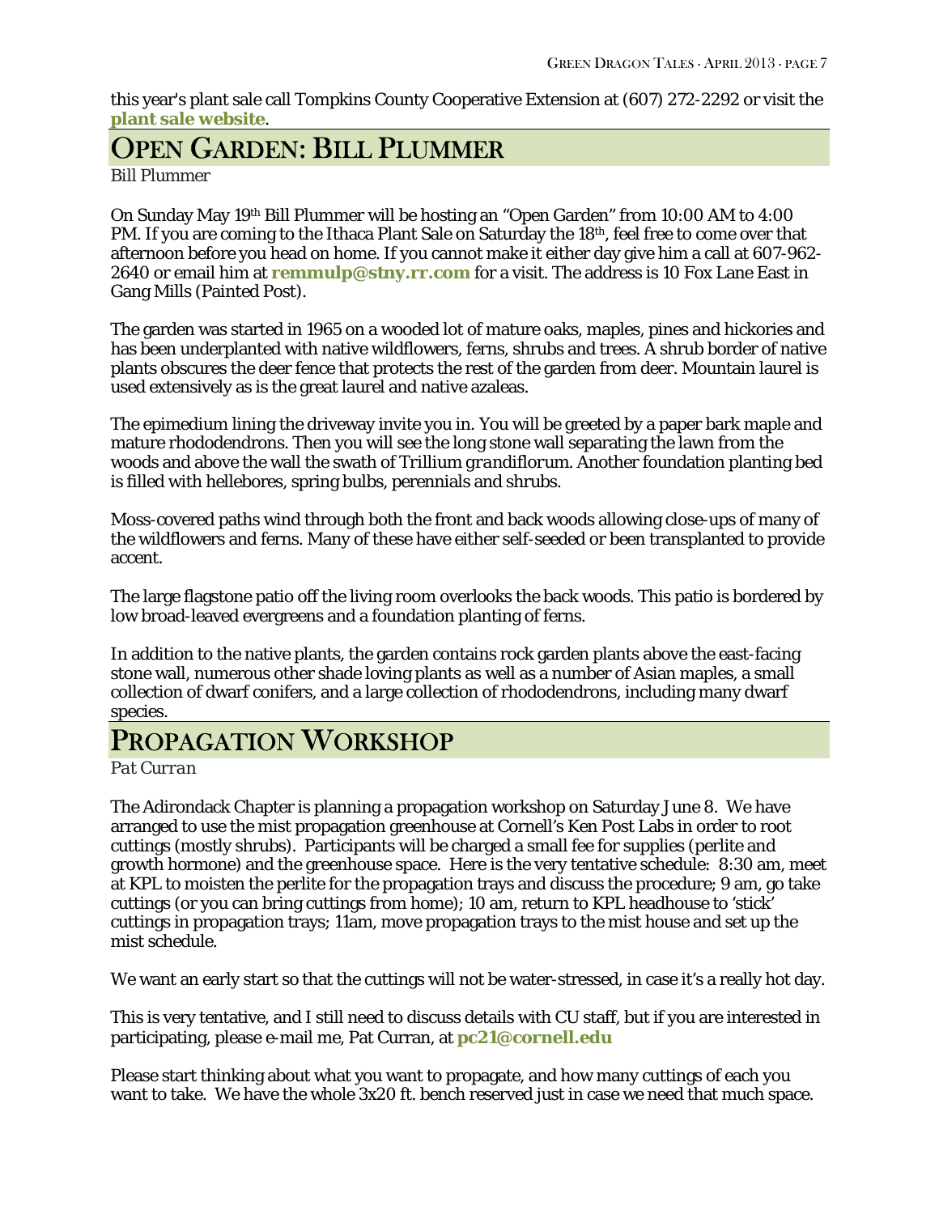this year's plant sale call Tompkins County Cooperative Extension at (607) 272-2292 or visit the **plant sale website**.

## Open Garden: Bill Plummer

Bill Plummer

On Sunday May 19th Bill Plummer will be hosting an "Open Garden" from 10:00 AM to 4:00 PM. If you are coming to the Ithaca Plant Sale on Saturday the 18th, feel free to come over that afternoon before you head on home. If you cannot make it either day give him a call at 607-962-2640 or email him at **remmulp@stny.rr.com** for a visit. The address is 10 Fox Lane East in Gang Mills (Painted Post).

The garden was started in 1965 on a wooded lot of mature oaks, maples, pines and hickories and has been underplanted with native wildflowers, ferns, shrubs and trees. A shrub border of native plants obscures the deer fence that protects the rest of the garden from deer. Mountain laurel is used extensively as is the great laurel and native azaleas.

The epimedium lining the driveway invite you in. You will be greeted by a paper bark maple and mature rhododendrons. Then you will see the long stone wall separating the lawn from the woods and above the wall the swath of *Trillium grandiflorum*. Another foundation planting bed is filled with hellebores, spring bulbs, perennials and shrubs.

Moss-covered paths wind through both the front and back woods allowing close-ups of many of the wildflowers and ferns. Many of these have either self-seeded or been transplanted to provide accent.

The large flagstone patio off the living room overlooks the back woods. This patio is bordered by low broad-leaved evergreens and a foundation planting of ferns.

In addition to the native plants, the garden contains rock garden plants above the east-facing stone wall, numerous other shade loving plants as well as a number of Asian maples, a small collection of dwarf conifers, and a large collection of rhododendrons, including many dwarf species.

## Propagation Workshop

*Pat Curran*

The Adirondack Chapter is planning a propagation workshop on Saturday June 8. We have arranged to use the mist propagation greenhouse at Cornell's Ken Post Labs in order to root cuttings (mostly shrubs). Participants will be charged a small fee for supplies (perlite and growth hormone) and the greenhouse space. Here is the very tentative schedule: 8:30 am, meet at KPL to moisten the perlite for the propagation trays and discuss the procedure; 9 am, go take cuttings (or you can bring cuttings from home); 10 am, return to KPL headhouse to 'stick' cuttings in propagation trays; 11am, move propagation trays to the mist house and set up the mist schedule.

We want an early start so that the cuttings will not be water-stressed, in case it's a really hot day.

This is very tentative, and I still need to discuss details with CU staff, but if you are interested in participating, please e-mail me, Pat Curran, at **pc21@cornell.edu**

Please start thinking about what you want to propagate, and how many cuttings of each you want to take. We have the whole 3x20 ft. bench reserved just in case we need that much space.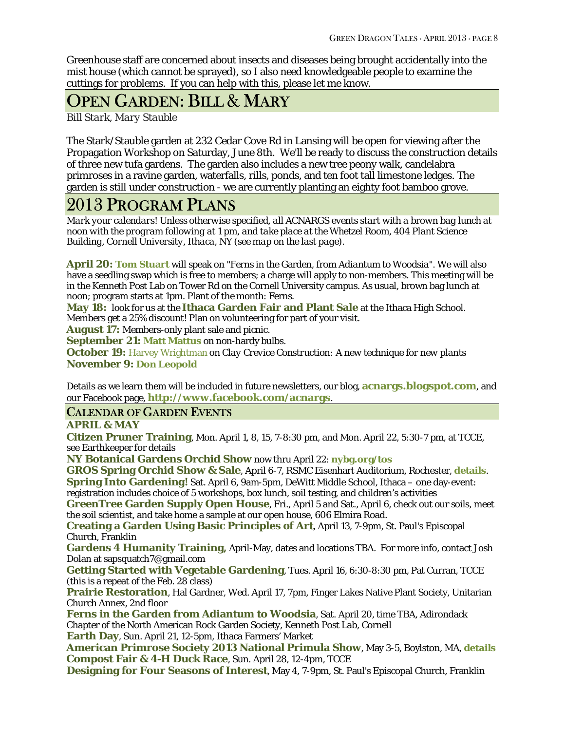Greenhouse staff are concerned about insects and diseases being brought accidentally into the mist house (which cannot be sprayed), so I also need knowledgeable people to examine the cuttings for problems. If you can help with this, please let me know.

## Open Garden: Bill & Mary

*Bill Stark, Mary Stauble*

The Stark/Stauble garden at 232 Cedar Cove Rd in Lansing will be open for viewing after the Propagation Workshop on Saturday, June 8th. We'll be ready to discuss the construction details of three new tufa gardens. The garden also includes a new tree peony walk, candelabra primroses in a ravine garden, waterfalls, rills, ponds, and ten foot tall limestone ledges. The garden is still under construction - we are currently planting an eighty foot bamboo grove.

## 2013 Program Plans

*Mark your calendars! Unless otherwise specified, all ACNARGS events start with a brown bag lunch at noon with the program following at 1 pm, and take place at the Whetzel Room, 404 Plant Science Building, Cornell University, Ithaca, NY (see map on the last page).*

**April 20: Tom Stuart** will speak on "Ferns in the Garden, from Adiantum to Woodsia". We will also have a seedling swap which is free to members; a charge will apply to non-members. This meeting will be in the Kenneth Post Lab on Tower Rd on the Cornell University campus. As usual, brown bag lunch at noon; program starts at 1pm. Plant of the month: Ferns.

**May 18:** look for us at the **Ithaca Garden Fair and Plant Sale** at the Ithaca High School. Members get a 25% discount! Plan on volunteering for part of your visit.

**August 17:** Members-only plant sale and picnic.

**September 21: Matt Mattus** on non-hardy bulbs.

**October 19:** Harvey Wrightman on *Clay Crevice Construction: A new technique for new plants*

**November 9: Don Leopold**

Details as we learn them will be included in future newsletters, our blog, **acnargs.blogspot.com**, and our Facebook page, **http://www.facebook.com/acnargs**.

### Calendar of Garden Events

**APRIL & MAY**

**Citizen Pruner Training**, Mon. April 1, 8, 15, 7-8:30 pm, and Mon. April 22, 5:30-7 pm, at TCCE, see Earthkeeper for details

**NY Botanical Gardens Orchid Show** now thru April 22: **nybg.org/tos**

**GROS Spring Orchid Show & Sale**, April 6-7, RSMC Eisenhart Auditorium, Rochester, **details**.

**Spring Into Gardening!** Sat. April 6, 9am-5pm, DeWitt Middle School, Ithaca – one day-event: registration includes choice of 5 workshops, box lunch, soil testing, and children's activities

**GreenTree Garden Supply Open House**, Fri., April 5 and Sat., April 6, check out our soils, meet the soil scientist, and take home a sample at our open house, 606 Elmira Road.

**Creating a Garden Using Basic Principles of Art**, April 13, 7-9pm, St. Paul's Episcopal Church, Franklin

**Gardens 4 Humanity Training**, April-May, dates and locations TBA. For more info, contact Josh Dolan at sapsquatch7@gmail.com

**Getting Started with Vegetable Gardening**, Tues. April 16, 6:30-8:30 pm, Pat Curran, TCCE (this is a repeat of the Feb. 28 class)

**Prairie Restoration**, Hal Gardner, Wed. April 17, 7pm, Finger Lakes Native Plant Society, Unitarian Church Annex, 2nd floor

**Ferns in the Garden from Adiantum to Woodsia**, Sat. April 20, time TBA, Adirondack Chapter of the North American Rock Garden Society, Kenneth Post Lab, Cornell

**Earth Day**, Sun. April 21, 12-5pm, Ithaca Farmers' Market

**American Primrose Society 2013 National Primula Show**, May 3-5, Boylston, MA, **details**

**Compost Fair & 4-H Duck Race**, Sun. April 28, 12-4pm, TCCE

**Designing for Four Seasons of Interest**, May 4, 7-9pm, St. Paul's Episcopal Church, Franklin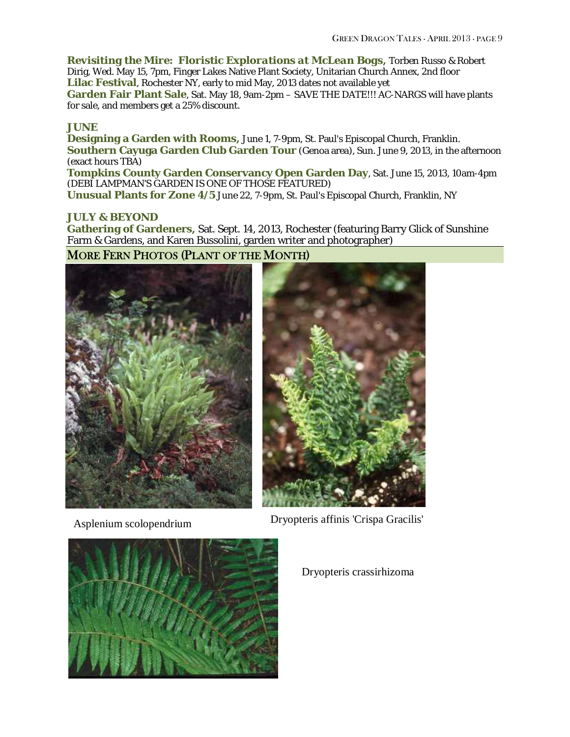**Revisiting the Mire: *Floristic Explorations at McLean Bogs,*** Torben Russo & Robert Dirig, Wed. May 15, 7pm, Finger Lakes Native Plant Society, Unitarian Church Annex, 2nd floor
**Lilac Festival**, Rochester NY, early to mid May, 2013 dates not available yet
**Garden Fair Plant Sale**, Sat. May 18, 9am-2pm – SAVE THE DATE!!! AC-NARGS will have plants for sale, and members get a 25% discount.

**JUNE**

**Designing a Garden with Rooms,** June 1, 7-9pm, St. Paul's Episcopal Church, Franklin.
**Southern Cayuga Garden Club Garden Tour** (Genoa area), Sun. June 9, 2013, in the afternoon (exact hours TBA)
**Tompkins County Garden Conservancy Open Garden Day**, Sat. June 15, 2013, 10am-4pm (DEBI LAMPMAN'S GARDEN IS ONE OF THOSE FEATURED)
**Unusual Plants for Zone 4/5** June 22, 7-9pm, St. Paul's Episcopal Church, Franklin, NY

**JULY & BEYOND**

**Gathering of Gardeners,** Sat. Sept. 14, 2013, Rochester (featuring Barry Glick of Sunshine Farm & Gardens, and Karen Bussolini, garden writer and photographer)

## MORE FERN PHOTOS (PLANT OF THE MONTH)

Asplenium scolopendrium

Dryopteris affinis 'Crispa Gracilis'

Dryopteris crassirhizoma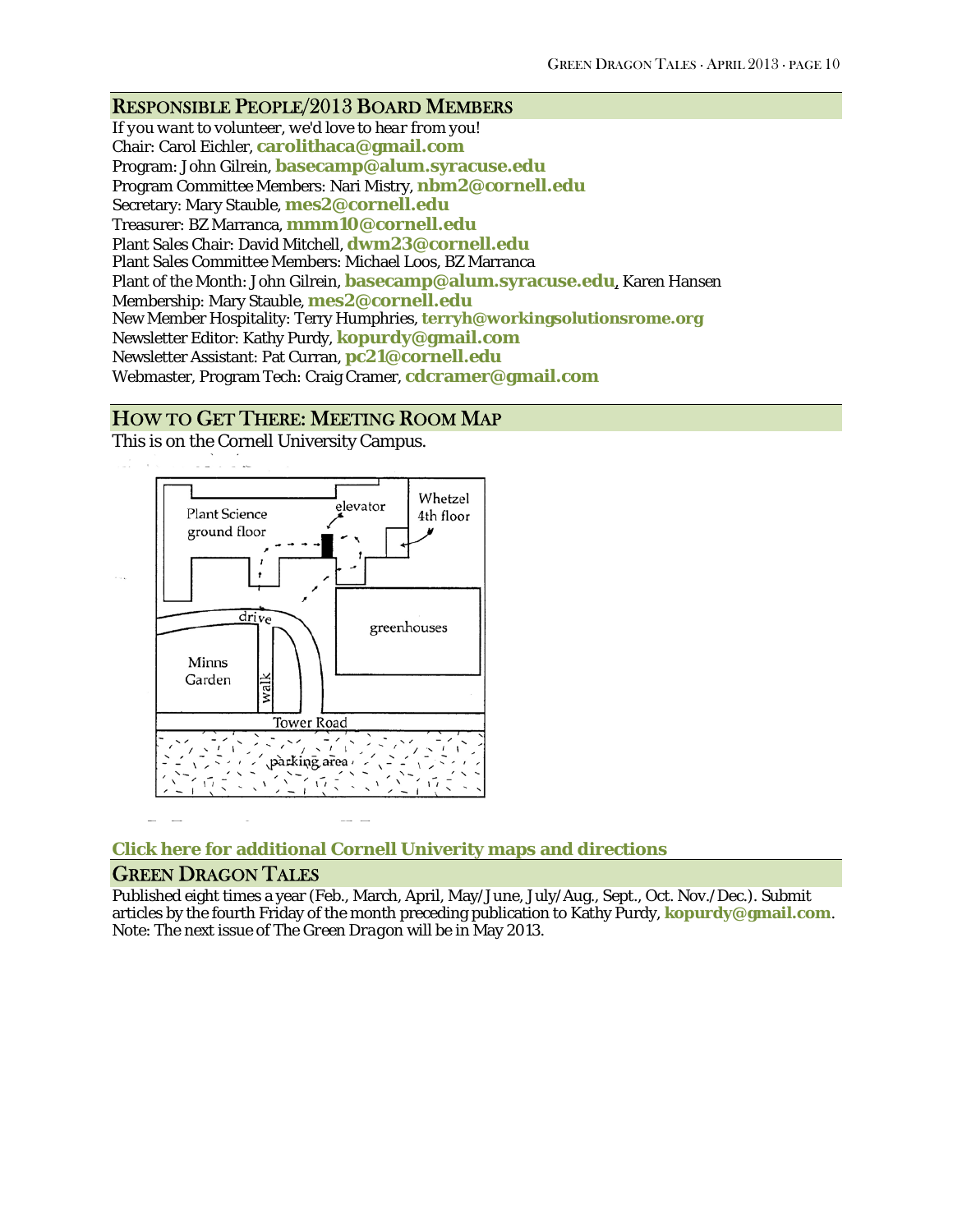## RESPONSIBLE PEOPLE/2013 BOARD MEMBERS

*If you want to volunteer, we'd love to hear from you!*
Chair: Carol Eichler, **carolithaca@gmail.com**
Program: John Gilrein, **basecamp@alum.syracuse.edu**
Program Committee Members: Nari Mistry, **nbm2@cornell.edu**
Secretary: Mary Stauble, **mes2@cornell.edu**
Treasurer: BZ Marranca, **mmm10@cornell.edu**
Plant Sales Chair: David Mitchell, **dwm23@cornell.edu**
Plant Sales Committee Members: Michael Loos, BZ Marranca
Plant of the Month: John Gilrein, **basecamp@alum.syracuse.edu**, Karen Hansen
Membership: Mary Stauble, **mes2@cornell.edu**
New Member Hospitality: Terry Humphries, **terryh@workingsolutionsrome.org**
Newsletter Editor: Kathy Purdy, **kopurdy@gmail.com**
Newsletter Assistant: Pat Curran, **pc21@cornell.edu**
Webmaster, Program Tech: Craig Cramer, **cdcramer@gmail.com**

## HOW TO GET THERE: MEETING ROOM MAP

This is on the Cornell University Campus.

Plant Science ground floor
elevator
Whetzel 4th floor
drive
greenhouses
Minns Garden
walk
Tower Road
parking area

**Click here for additional Cornell Univerity maps and directions**

## GREEN DRAGON TALES

Published eight times a year (Feb., March, April, May/June, July/Aug., Sept., Oct. Nov./Dec.). Submit articles by the fourth Friday of the month preceding publication to Kathy Purdy, **kopurdy@gmail.com**. Note: The next issue of *The Green Dragon* will be in May 2013.